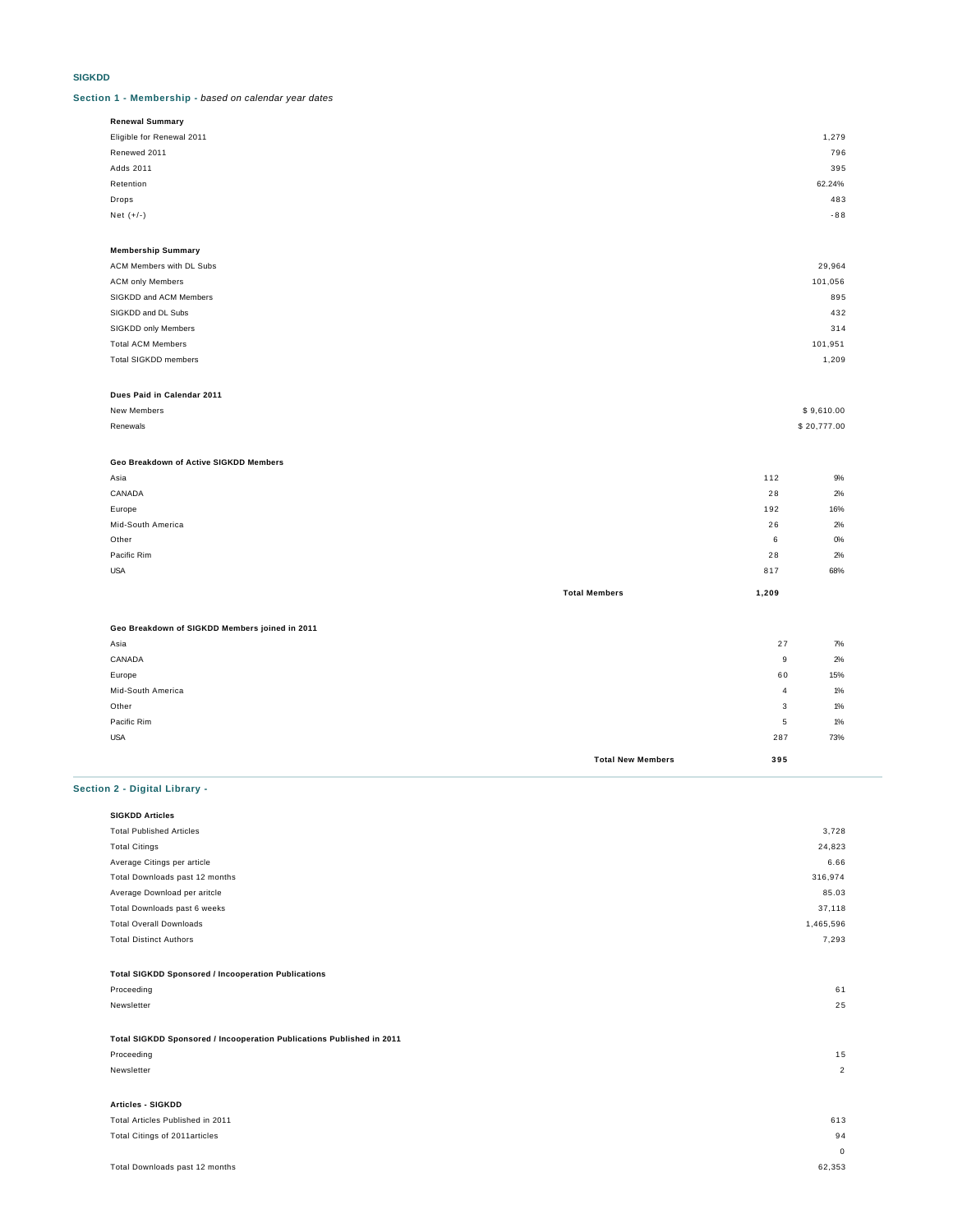# SIGKDD

## Section 1 - Membership - *based on calendar year dates*

**Renewal Summary**

| | |
|---|---|
| Eligible for Renewal 2011 | 1,279 |
| Renewed 2011 | 796 |
| Adds 2011 | 395 |
| Retention | 62.24% |
| Drops | 483 |
| Net (+/-) | -88 |

**Membership Summary**

| | |
|---|---|
| ACM Members with DL Subs | 29,964 |
| ACM only Members | 101,056 |
| SIGKDD and ACM Members | 895 |
| SIGKDD and DL Subs | 432 |
| SIGKDD only Members | 314 |
| Total ACM Members | 101,951 |
| Total SIGKDD members | 1,209 |

**Dues Paid in Calendar 2011**

| | |
|---|---|
| New Members | $ 9,610.00 |
| Renewals | $ 20,777.00 |

**Geo Breakdown of Active SIGKDD Members**

| | | | |
|---|---|---|---|
| Asia | | 112 | 9% |
| CANADA | | 28 | 2% |
| Europe | | 192 | 16% |
| Mid-South America | | 26 | 2% |
| Other | | 6 | 0% |
| Pacific Rim | | 28 | 2% |
| USA | | 817 | 68% |
| | **Total Members** | **1,209** | |

**Geo Breakdown of SIGKDD Members joined in 2011**

| | | | |
|---|---|---|---|
| Asia | | 27 | 7% |
| CANADA | | 9 | 2% |
| Europe | | 60 | 15% |
| Mid-South America | | 4 | 1% |
| Other | | 3 | 1% |
| Pacific Rim | | 5 | 1% |
| USA | | 287 | 73% |
| | **Total New Members** | **395** | |

## Section 2 - Digital Library -

**SIGKDD Articles**

| | |
|---|---|
| Total Published Articles | 3,728 |
| Total Citings | 24,823 |
| Average Citings per article | 6.66 |
| Total Downloads past 12 months | 316,974 |
| Average Download per aritcle | 85.03 |
| Total Downloads past 6 weeks | 37,118 |
| Total Overall Downloads | 1,465,596 |
| Total Distinct Authors | 7,293 |

**Total SIGKDD Sponsored / Incooperation Publications**

| | |
|---|---|
| Proceeding | 61 |
| Newsletter | 25 |

**Total SIGKDD Sponsored / Incooperation Publications Published in 2011**

| | |
|---|---|
| Proceeding | 15 |
| Newsletter | 2 |

**Articles - SIGKDD**

| | |
|---|---|
| Total Articles Published in 2011 | 613 |
| Total Citings of 2011articles | 94 |
| | 0 |
| Total Downloads past 12 months | 62,353 |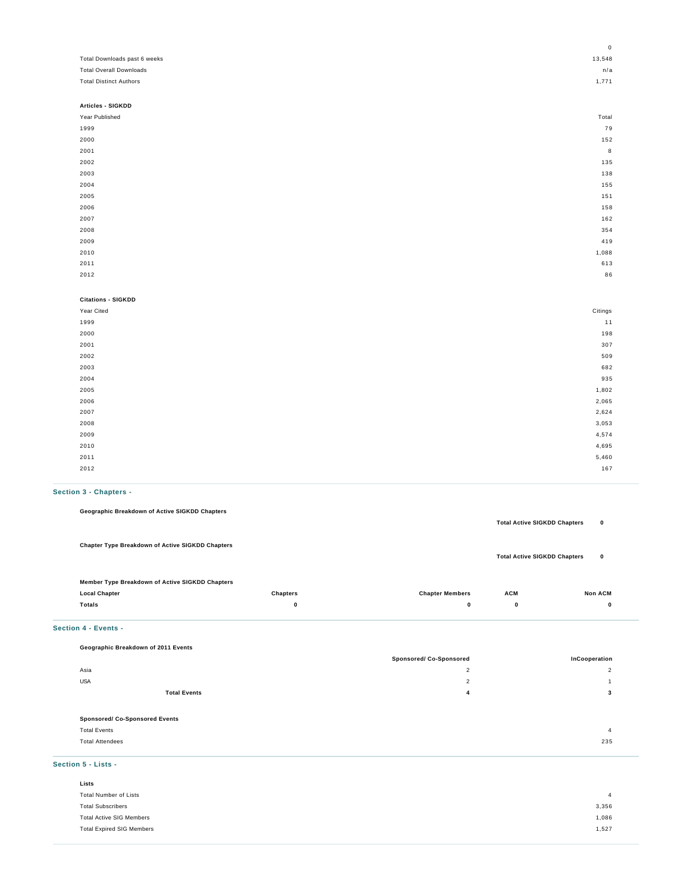| | |
|---|---|
| | 0 |
| Total Downloads past 6 weeks | 13,548 |
| Total Overall Downloads | n/a |
| Total Distinct Authors | 1,771 |

**Articles - SIGKDD**

| Year Published | Total |
|---|---|
| 1999 | 79 |
| 2000 | 152 |
| 2001 | 8 |
| 2002 | 135 |
| 2003 | 138 |
| 2004 | 155 |
| 2005 | 151 |
| 2006 | 158 |
| 2007 | 162 |
| 2008 | 354 |
| 2009 | 419 |
| 2010 | 1,088 |
| 2011 | 613 |
| 2012 | 86 |

**Citations - SIGKDD**

| Year Cited | Citings |
|---|---|
| 1999 | 11 |
| 2000 | 198 |
| 2001 | 307 |
| 2002 | 509 |
| 2003 | 682 |
| 2004 | 935 |
| 2005 | 1,802 |
| 2006 | 2,065 |
| 2007 | 2,624 |
| 2008 | 3,053 |
| 2009 | 4,574 |
| 2010 | 4,695 |
| 2011 | 5,460 |
| 2012 | 167 |

## Section 3 - Chapters -

**Geographic Breakdown of Active SIGKDD Chapters**

**Total Active SIGKDD Chapters** **0**

**Chapter Type Breakdown of Active SIGKDD Chapters**

**Total Active SIGKDD Chapters** **0**

**Member Type Breakdown of Active SIGKDD Chapters**

| **Local Chapter** | **Chapters** | **Chapter Members** | **ACM** | **Non ACM** |
|---|---|---|---|---|
| **Totals** | **0** | **0** | **0** | **0** |

## Section 4 - Events -

**Geographic Breakdown of 2011 Events**

| | **Sponsored/ Co-Sponsored** | **InCooperation** |
|---|---|---|
| Asia | 2 | 2 |
| USA | 2 | 1 |
| **Total Events** | **4** | **3** |

**Sponsored/ Co-Sponsored Events**

| | |
|---|---|
| Total Events | 4 |
| Total Attendees | 235 |

## Section 5 - Lists -

**Lists**

| | |
|---|---|
| Total Number of Lists | 4 |
| Total Subscribers | 3,356 |
| Total Active SIG Members | 1,086 |
| Total Expired SIG Members | 1,527 |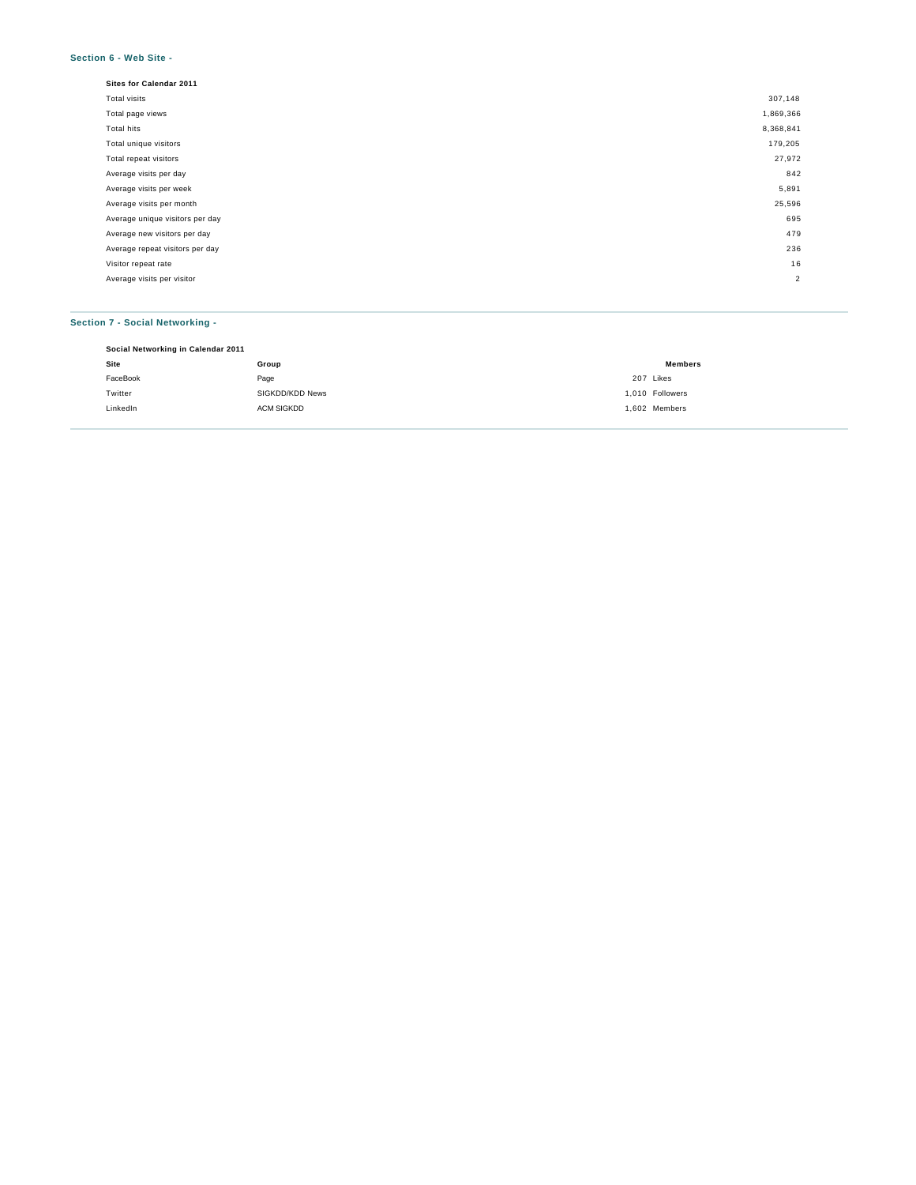## Section 6 - Web Site -

| Sites for Calendar 2011 | |
|---|---|
| Total visits | 307,148 |
| Total page views | 1,869,366 |
| Total hits | 8,368,841 |
| Total unique visitors | 179,205 |
| Total repeat visitors | 27,972 |
| Average visits per day | 842 |
| Average visits per week | 5,891 |
| Average visits per month | 25,596 |
| Average unique visitors per day | 695 |
| Average new visitors per day | 479 |
| Average repeat visitors per day | 236 |
| Visitor repeat rate | 16 |
| Average visits per visitor | 2 |

## Section 7 - Social Networking -

**Social Networking in Calendar 2011**

| Site | Group | Members |
|---|---|---|
| FaceBook | Page | 207 Likes |
| Twitter | SIGKDD/KDD News | 1,010 Followers |
| LinkedIn | ACM SIGKDD | 1,602 Members |